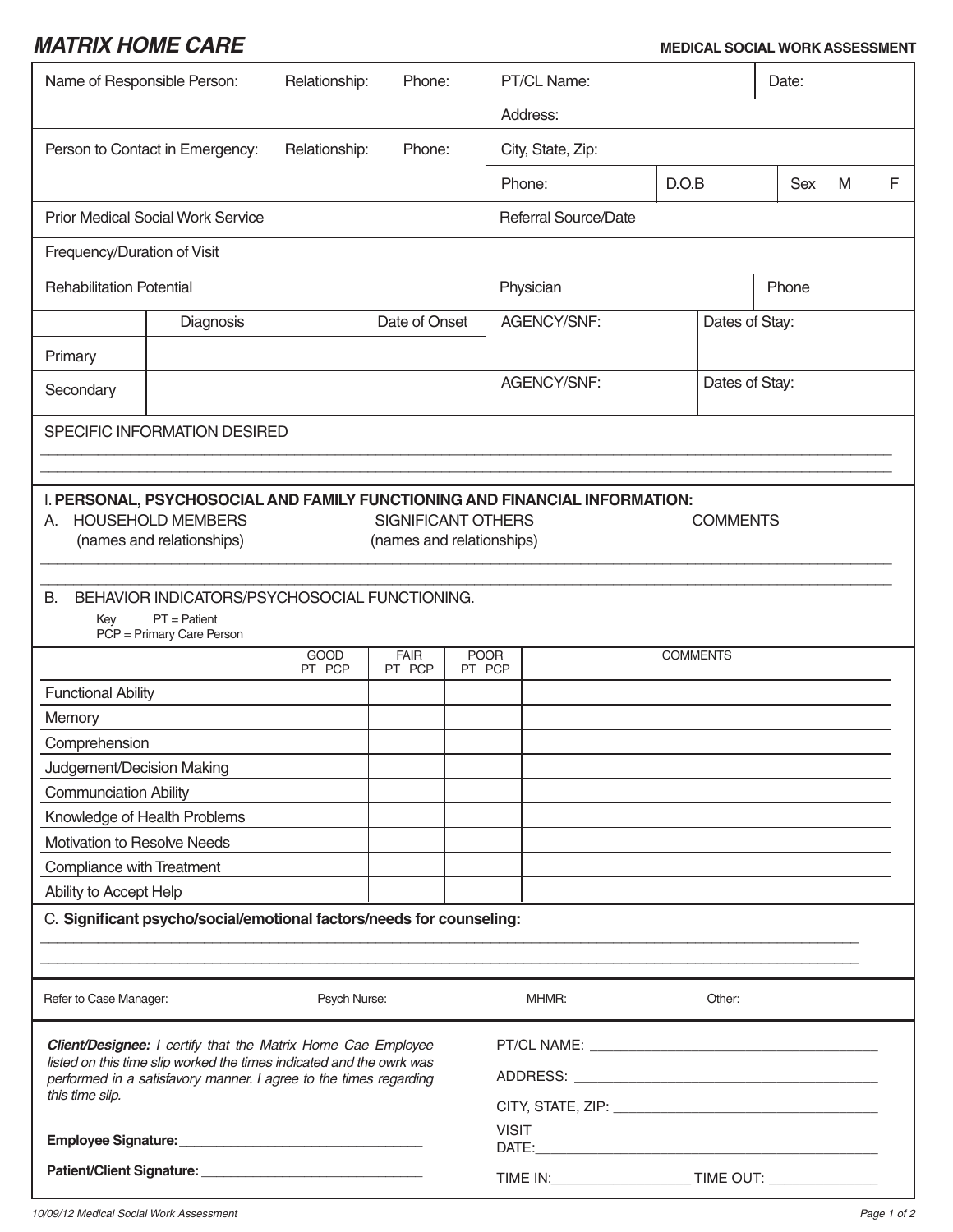# MATRIX HOME CARE

**MEDICAL SOCIAL WORK ASSESSMENT**

| Name of Responsible Person: | Relationship: | Phone: | PT/CL Name: | | Date: |
|---|---|---|---|---|---|
| | | | Address: | | |
| Person to Contact in Emergency: | Relationship: | Phone: | City, State, Zip: | | |
| | | | Phone: | D.O.B | Sex M F |
| Prior Medical Social Work Service | | | Referral Source/Date | | |
| Frequency/Duration of Visit | | | | | |
| Rehabilitation Potential | | | Physician | | Phone |

| | Diagnosis | Date of Onset | AGENCY/SNF: | Dates of Stay: |
|---|---|---|---|---|
| Primary | | | | |
| Secondary | | | AGENCY/SNF: | Dates of Stay: |

SPECIFIC INFORMATION DESIRED

______________________________________________________________________________

______________________________________________________________________________

I. **PERSONAL, PSYCHOSOCIAL AND FAMILY FUNCTIONING AND FINANCIAL INFORMATION:**

A. HOUSEHOLD MEMBERS (names and relationships) | SIGNIFICANT OTHERS (names and relationships) | COMMENTS

______________________________________________________________________________

______________________________________________________________________________

B. BEHAVIOR INDICATORS/PSYCHOSOCIAL FUNCTIONING.

Key PT = Patient
PCP = Primary Care Person

| | GOOD PT PCP | FAIR PT PCP | POOR PT PCP | COMMENTS |
|---|---|---|---|---|
| Functional Ability | | | | |
| Memory | | | | |
| Comprehension | | | | |
| Judgement/Decision Making | | | | |
| Communciation Ability | | | | |
| Knowledge of Health Problems | | | | |
| Motivation to Resolve Needs | | | | |
| Compliance with Treatment | | | | |
| Ability to Accept Help | | | | |

C. **Significant psycho/social/emotional factors/needs for counseling:**

______________________________________________________________________________

______________________________________________________________________________

Refer to Case Manager: ____________________ Psych Nurse: ____________________ MHMR: ____________________ Other: ________________

***Client/Designee:*** *I certify that the Matrix Home Cae Employee listed on this time slip worked the times indicated and the owrk was performed in a satisfavory manner. I agree to the times regarding this time slip.*

**Employee Signature:** ________________________________

**Patient/Client Signature:** ______________________________

PT/CL NAME: ____________________________________

ADDRESS: ____________________________________

CITY, STATE, ZIP: ________________________________

VISIT DATE: ____________________________________

TIME IN: __________________ TIME OUT: ______________

10/09/12 Medical Social Work Assessment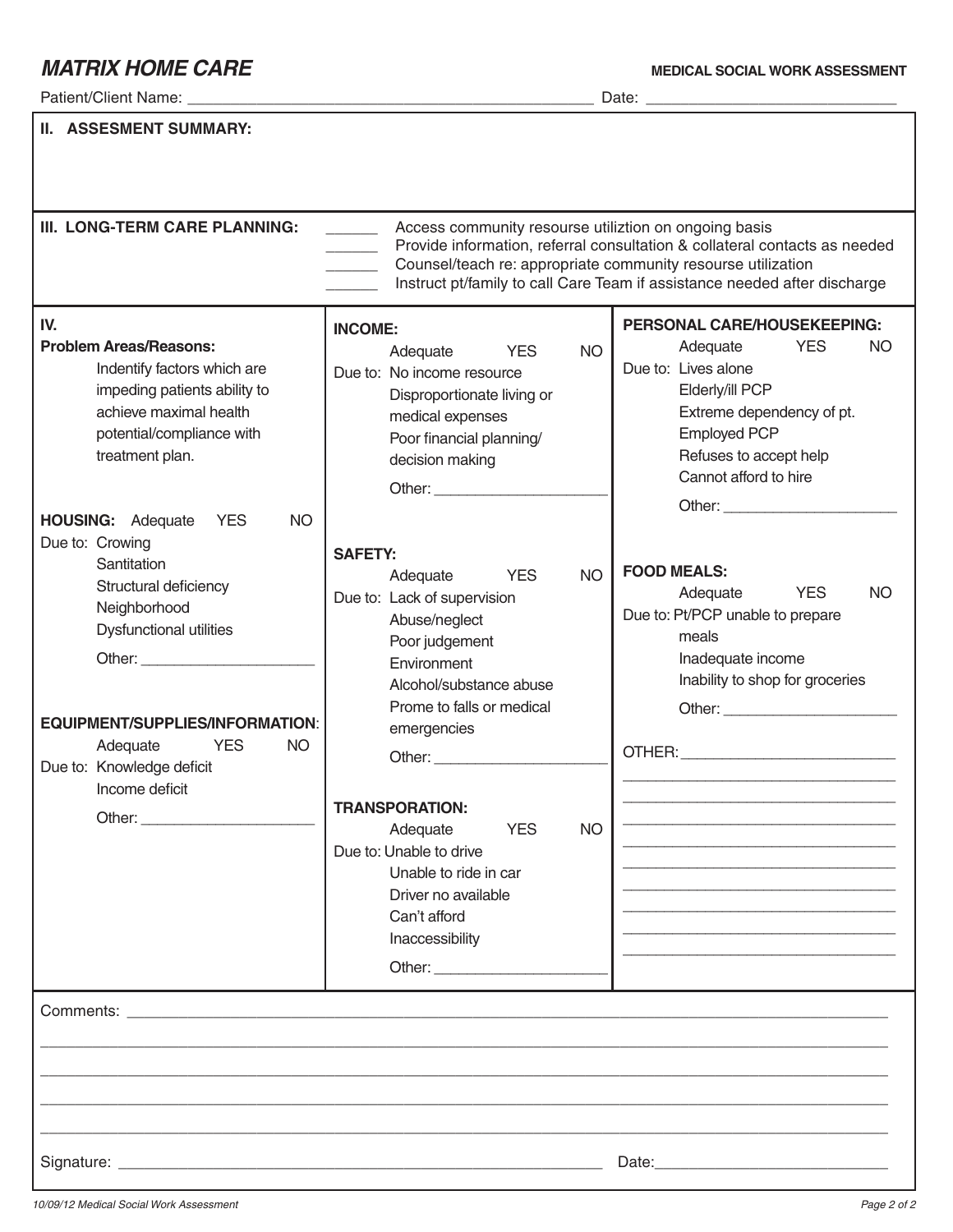## *MATRIX HOME CARE*

**MEDICAL SOCIAL WORK ASSESSMENT**

Patient/Client Name: ________________________________________________ Date: ____________________________

### II. ASSESMENT SUMMARY:

### III. LONG-TERM CARE PLANNING:

______ Access community resourse utiliztion on ongoing basis
______ Provide information, referral consultation & collateral contacts as needed
______ Counsel/teach re: appropriate community resourse utilization
______ Instruct pt/family to call Care Team if assistance needed after discharge

### IV.

**Problem Areas/Reasons:**

Indentify factors which are impeding patients ability to achieve maximal health potential/compliance with treatment plan.

**HOUSING:** Adequate YES NO
Due to: Crowing
Santitation
Structural deficiency
Neighborhood
Dysfunctional utilities
Other: ____________________

**EQUIPMENT/SUPPLIES/INFORMATION**:
Adequate YES NO
Due to: Knowledge deficit
Income deficit
Other: ____________________

**INCOME:**
Adequate YES NO
Due to: No income resource
Disproportionate living or medical expenses
Poor financial planning/ decision making
Other: ____________________

**SAFETY:**
Adequate YES NO
Due to: Lack of supervision
Abuse/neglect
Poor judgement
Environment
Alcohol/substance abuse
Prome to falls or medical emergencies
Other: ____________________

**TRANSPORATION:**
Adequate YES NO
Due to: Unable to drive
Unable to ride in car
Driver no available
Can't afford
Inaccessibility
Other: ____________________

**PERSONAL CARE/HOUSEKEEPING:**
Adequate YES NO
Due to: Lives alone
Elderly/ill PCP
Extreme dependency of pt.
Employed PCP
Refuses to accept help
Cannot afford to hire
Other: ____________________

**FOOD MEALS:**
Adequate YES NO
Due to: Pt/PCP unable to prepare meals
Inadequate income
Inability to shop for groceries
Other: ____________________

OTHER: ________________________
________________________________
________________________________
________________________________
________________________________
________________________________
________________________________
________________________________
________________________________
________________________________

Comments: ____________________________________________________________________________________
____________________________________________________________________________________________
____________________________________________________________________________________________
____________________________________________________________________________________________
____________________________________________________________________________________________

Signature: _______________________________________________________ Date: ___________________________

*10/09/12 Medical Social Work Assessment*